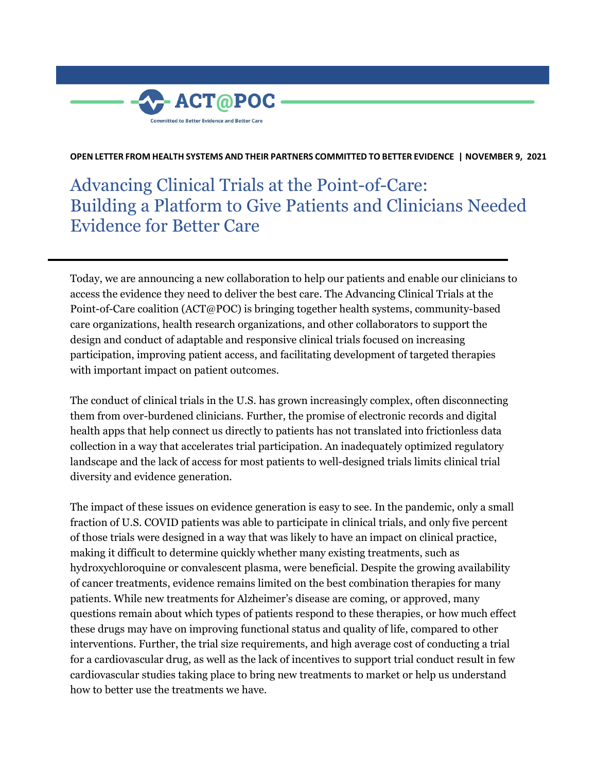ACT@POC

Committed to Better Evidence and Better Care

**OPEN LETTER FROM HEALTH SYSTEMS AND THEIR PARTNERS COMMITTED TO BETTER EVIDENCE | NOVEMBER 9, 2021**

# Advancing Clinical Trials at the Point-of-Care: Building a Platform to Give Patients and Clinicians Needed Evidence for Better Care

Today, we are announcing a new collaboration to help our patients and enable our clinicians to access the evidence they need to deliver the best care. The Advancing Clinical Trials at the Point-of-Care coalition (ACT@POC) is bringing together health systems, community-based care organizations, health research organizations, and other collaborators to support the design and conduct of adaptable and responsive clinical trials focused on increasing participation, improving patient access, and facilitating development of targeted therapies with important impact on patient outcomes.

The conduct of clinical trials in the U.S. has grown increasingly complex, often disconnecting them from over-burdened clinicians. Further, the promise of electronic records and digital health apps that help connect us directly to patients has not translated into frictionless data collection in a way that accelerates trial participation. An inadequately optimized regulatory landscape and the lack of access for most patients to well-designed trials limits clinical trial diversity and evidence generation.

The impact of these issues on evidence generation is easy to see. In the pandemic, only a small fraction of U.S. COVID patients was able to participate in clinical trials, and only five percent of those trials were designed in a way that was likely to have an impact on clinical practice, making it difficult to determine quickly whether many existing treatments, such as hydroxychloroquine or convalescent plasma, were beneficial. Despite the growing availability of cancer treatments, evidence remains limited on the best combination therapies for many patients. While new treatments for Alzheimer's disease are coming, or approved, many questions remain about which types of patients respond to these therapies, or how much effect these drugs may have on improving functional status and quality of life, compared to other interventions. Further, the trial size requirements, and high average cost of conducting a trial for a cardiovascular drug, as well as the lack of incentives to support trial conduct result in few cardiovascular studies taking place to bring new treatments to market or help us understand how to better use the treatments we have.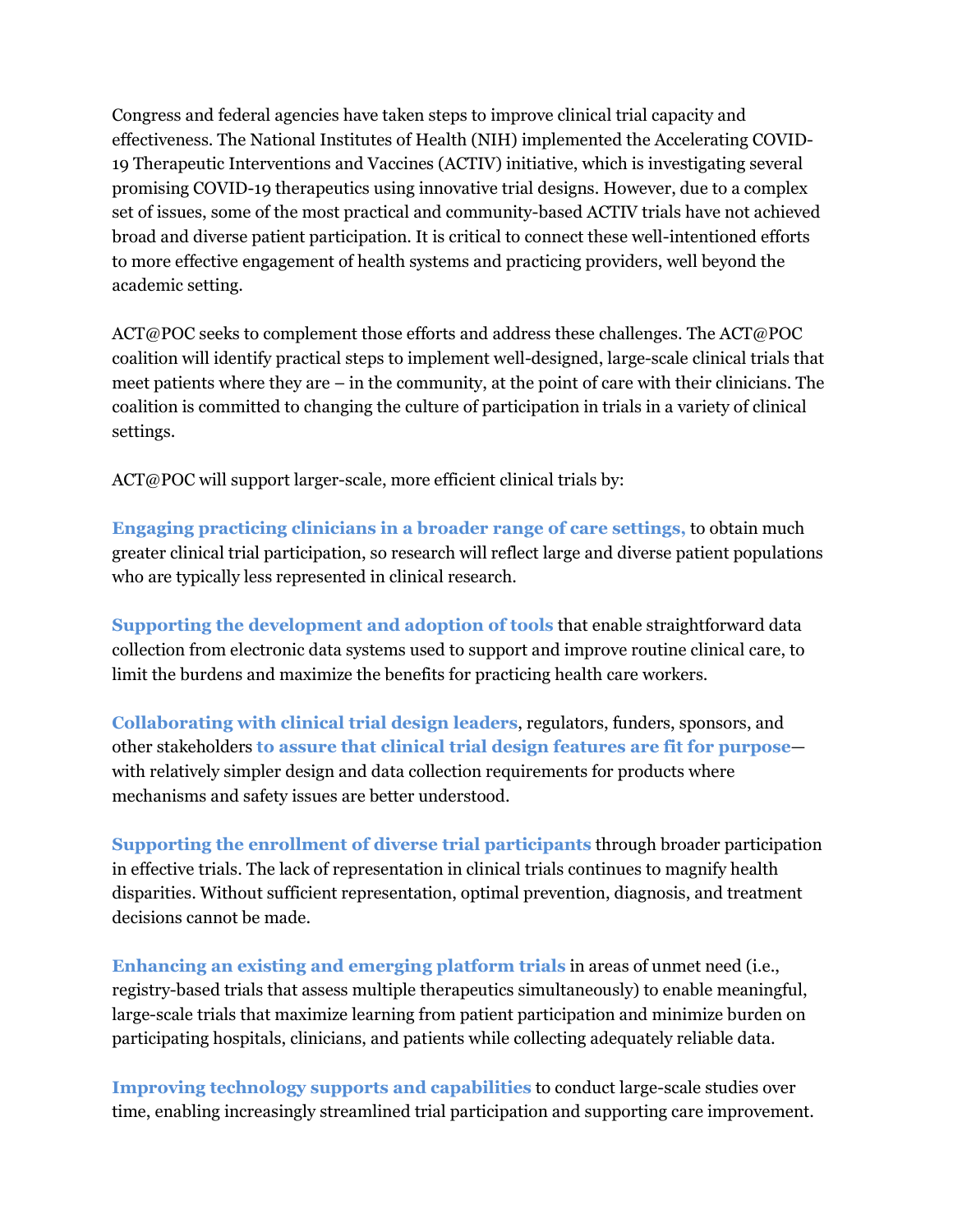Congress and federal agencies have taken steps to improve clinical trial capacity and effectiveness. The National Institutes of Health (NIH) implemented the Accelerating COVID-19 Therapeutic Interventions and Vaccines (ACTIV) initiative, which is investigating several promising COVID-19 therapeutics using innovative trial designs. However, due to a complex set of issues, some of the most practical and community-based ACTIV trials have not achieved broad and diverse patient participation. It is critical to connect these well-intentioned efforts to more effective engagement of health systems and practicing providers, well beyond the academic setting.

ACT@POC seeks to complement those efforts and address these challenges. The ACT@POC coalition will identify practical steps to implement well-designed, large-scale clinical trials that meet patients where they are – in the community, at the point of care with their clinicians. The coalition is committed to changing the culture of participation in trials in a variety of clinical settings.

ACT@POC will support larger-scale, more efficient clinical trials by:

**Engaging practicing clinicians in a broader range of care settings,** to obtain much greater clinical trial participation, so research will reflect large and diverse patient populations who are typically less represented in clinical research.

**Supporting the development and adoption of tools** that enable straightforward data collection from electronic data systems used to support and improve routine clinical care, to limit the burdens and maximize the benefits for practicing health care workers.

**Collaborating with clinical trial design leaders**, regulators, funders, sponsors, and other stakeholders **to assure that clinical trial design features are fit for purpose**—with relatively simpler design and data collection requirements for products where mechanisms and safety issues are better understood.

**Supporting the enrollment of diverse trial participants** through broader participation in effective trials. The lack of representation in clinical trials continues to magnify health disparities. Without sufficient representation, optimal prevention, diagnosis, and treatment decisions cannot be made.

**Enhancing an existing and emerging platform trials** in areas of unmet need (i.e., registry-based trials that assess multiple therapeutics simultaneously) to enable meaningful, large-scale trials that maximize learning from patient participation and minimize burden on participating hospitals, clinicians, and patients while collecting adequately reliable data.

**Improving technology supports and capabilities** to conduct large-scale studies over time, enabling increasingly streamlined trial participation and supporting care improvement.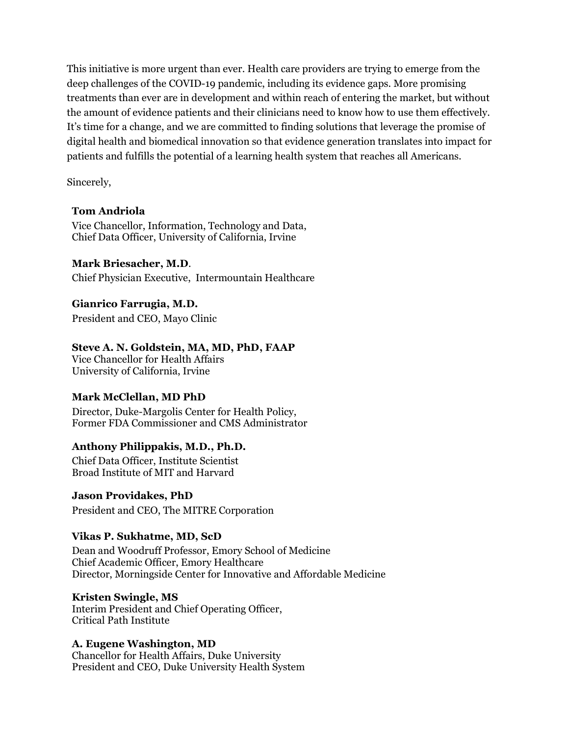This initiative is more urgent than ever. Health care providers are trying to emerge from the deep challenges of the COVID-19 pandemic, including its evidence gaps. More promising treatments than ever are in development and within reach of entering the market, but without the amount of evidence patients and their clinicians need to know how to use them effectively. It's time for a change, and we are committed to finding solutions that leverage the promise of digital health and biomedical innovation so that evidence generation translates into impact for patients and fulfills the potential of a learning health system that reaches all Americans.

Sincerely,

**Tom Andriola**
Vice Chancellor, Information, Technology and Data,
Chief Data Officer, University of California, Irvine

**Mark Briesacher, M.D**.
Chief Physician Executive, Intermountain Healthcare

**Gianrico Farrugia, M.D.**
President and CEO, Mayo Clinic

**Steve A. N. Goldstein, MA, MD, PhD, FAAP**
Vice Chancellor for Health Affairs
University of California, Irvine

**Mark McClellan, MD PhD**
Director, Duke-Margolis Center for Health Policy,
Former FDA Commissioner and CMS Administrator

**Anthony Philippakis, M.D., Ph.D.**
Chief Data Officer, Institute Scientist
Broad Institute of MIT and Harvard

**Jason Providakes, PhD**
President and CEO, The MITRE Corporation

**Vikas P. Sukhatme, MD, ScD**
Dean and Woodruff Professor, Emory School of Medicine
Chief Academic Officer, Emory Healthcare
Director, Morningside Center for Innovative and Affordable Medicine

**Kristen Swingle, MS**
Interim President and Chief Operating Officer,
Critical Path Institute

**A. Eugene Washington, MD**
Chancellor for Health Affairs, Duke University
President and CEO, Duke University Health System